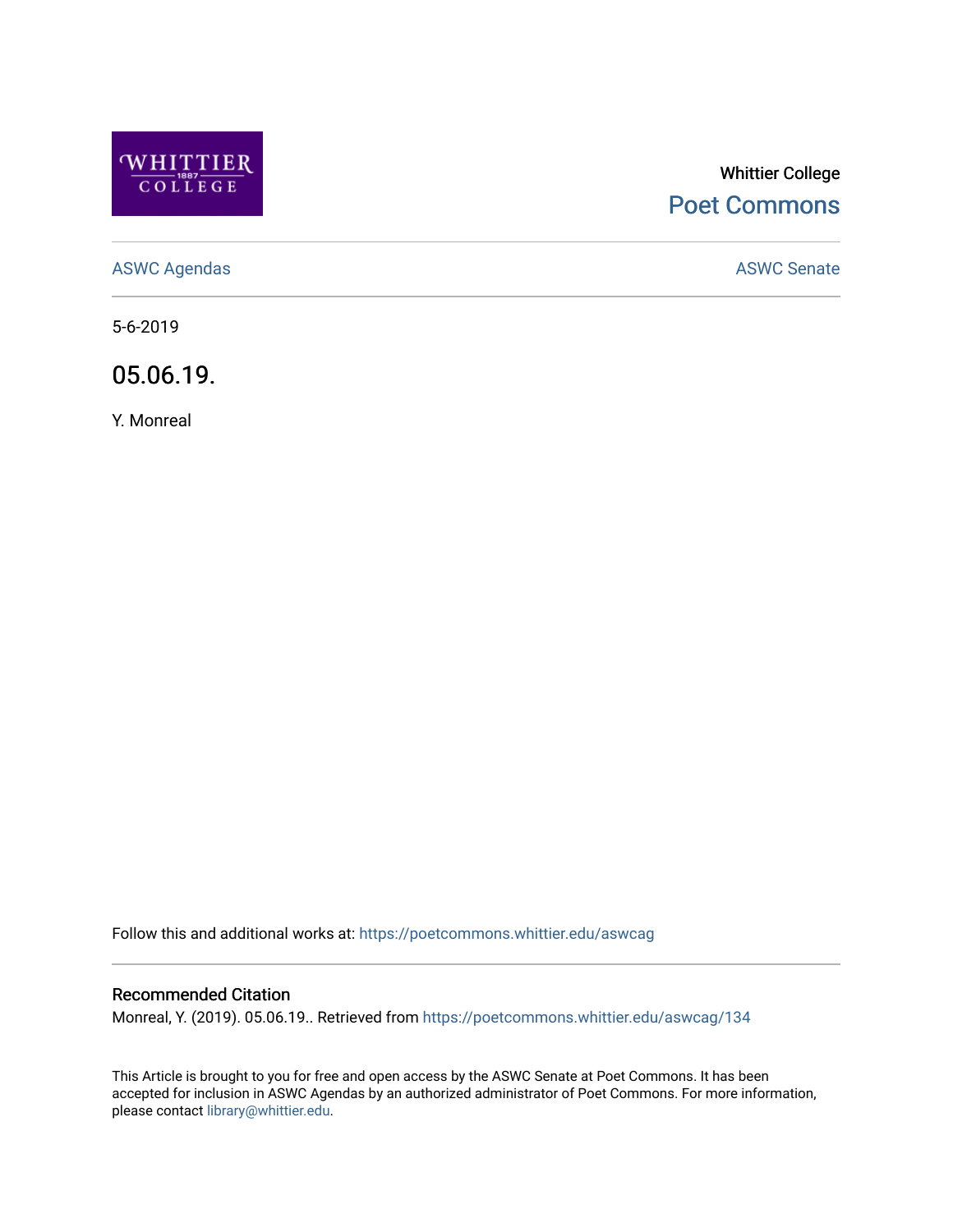Whittier College

Poet Commons

ASWC Agendas

ASWC Senate

5-6-2019

# 05.06.19.

Y. Monreal

Follow this and additional works at: https://poetcommons.whittier.edu/aswcag

## Recommended Citation

Monreal, Y. (2019). 05.06.19.. Retrieved from https://poetcommons.whittier.edu/aswcag/134

This Article is brought to you for free and open access by the ASWC Senate at Poet Commons. It has been accepted for inclusion in ASWC Agendas by an authorized administrator of Poet Commons. For more information, please contact library@whittier.edu.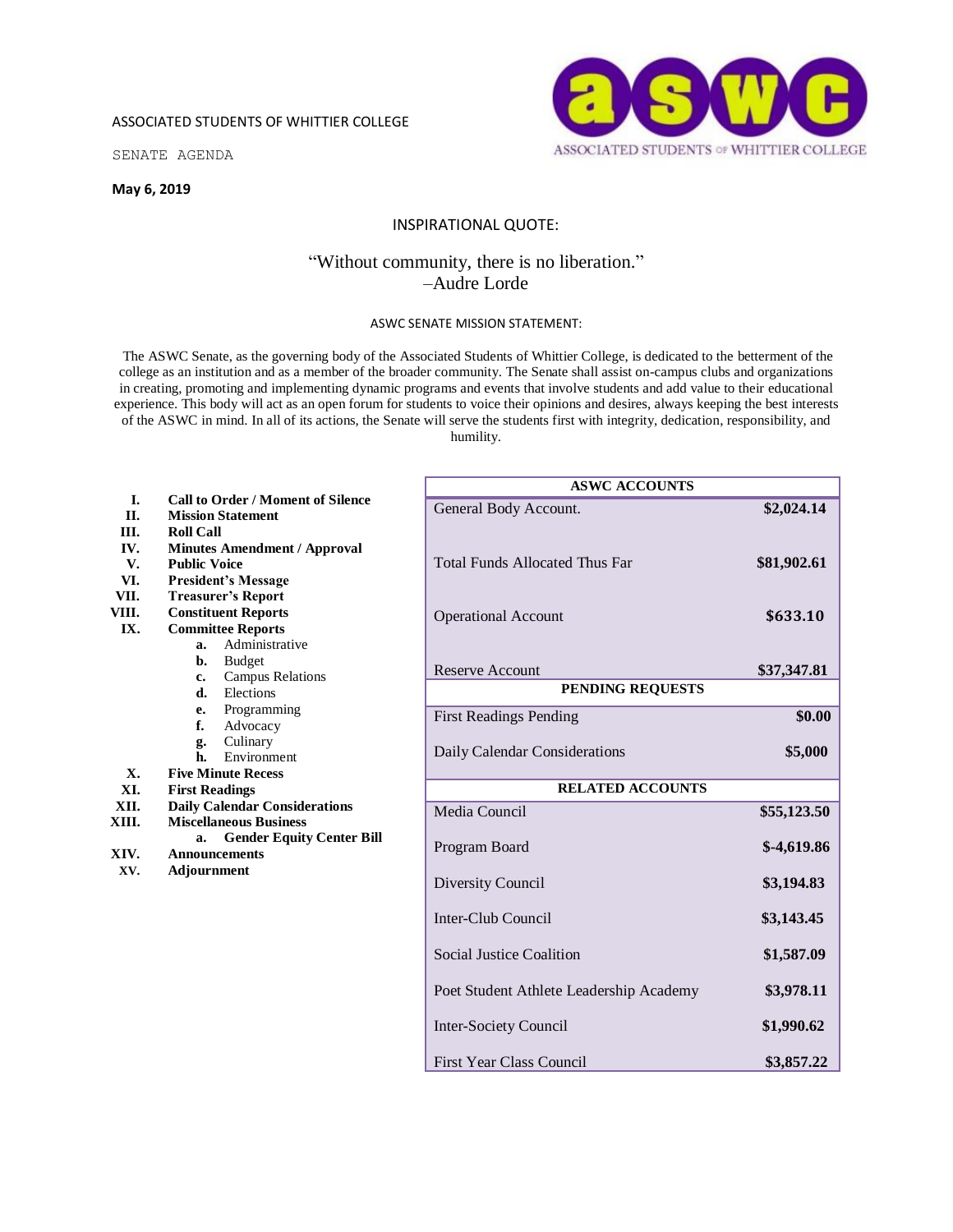ASSOCIATED STUDENTS OF WHITTIER COLLEGE

SENATE AGENDA

**May 6, 2019**

INSPIRATIONAL QUOTE:

"Without community, there is no liberation."
–Audre Lorde

ASWC SENATE MISSION STATEMENT:

The ASWC Senate, as the governing body of the Associated Students of Whittier College, is dedicated to the betterment of the college as an institution and as a member of the broader community. The Senate shall assist on-campus clubs and organizations in creating, promoting and implementing dynamic programs and events that involve students and add value to their educational experience. This body will act as an open forum for students to voice their opinions and desires, always keeping the best interests of the ASWC in mind. In all of its actions, the Senate will serve the students first with integrity, dedication, responsibility, and humility.

- **I. Call to Order / Moment of Silence**
- **II. Mission Statement**
- **III. Roll Call**
- **IV. Minutes Amendment / Approval**
- **V. Public Voice**
- **VI. President's Message**
- **VII. Treasurer's Report**
- **VIII. Constituent Reports**
- **IX. Committee Reports**
  - **a.** Administrative
  - **b.** Budget
  - **c.** Campus Relations
  - **d.** Elections
  - **e.** Programming
  - **f.** Advocacy
  - **g.** Culinary
  - **h.** Environment
- **X. Five Minute Recess**
- **XI. First Readings**
- **XII. Daily Calendar Considerations**
- **XIII. Miscellaneous Business**
  - **a. Gender Equity Center Bill**
- **XIV. Announcements**
- **XV. Adjournment**

| **ASWC ACCOUNTS** | |
|---|---|
| General Body Account. | **$2,024.14** |
| Total Funds Allocated Thus Far | **$81,902.61** |
| Operational Account | **$633.10** |
| Reserve Account | **$37,347.81** |
| **PENDING REQUESTS** | |
| First Readings Pending | **$0.00** |
| Daily Calendar Considerations | **$5,000** |
| **RELATED ACCOUNTS** | |
| Media Council | **$55,123.50** |
| Program Board | **$-4,619.86** |
| Diversity Council | **$3,194.83** |
| Inter-Club Council | **$3,143.45** |
| Social Justice Coalition | **$1,587.09** |
| Poet Student Athlete Leadership Academy | **$3,978.11** |
| Inter-Society Council | **$1,990.62** |
| First Year Class Council | **$3,857.22** |